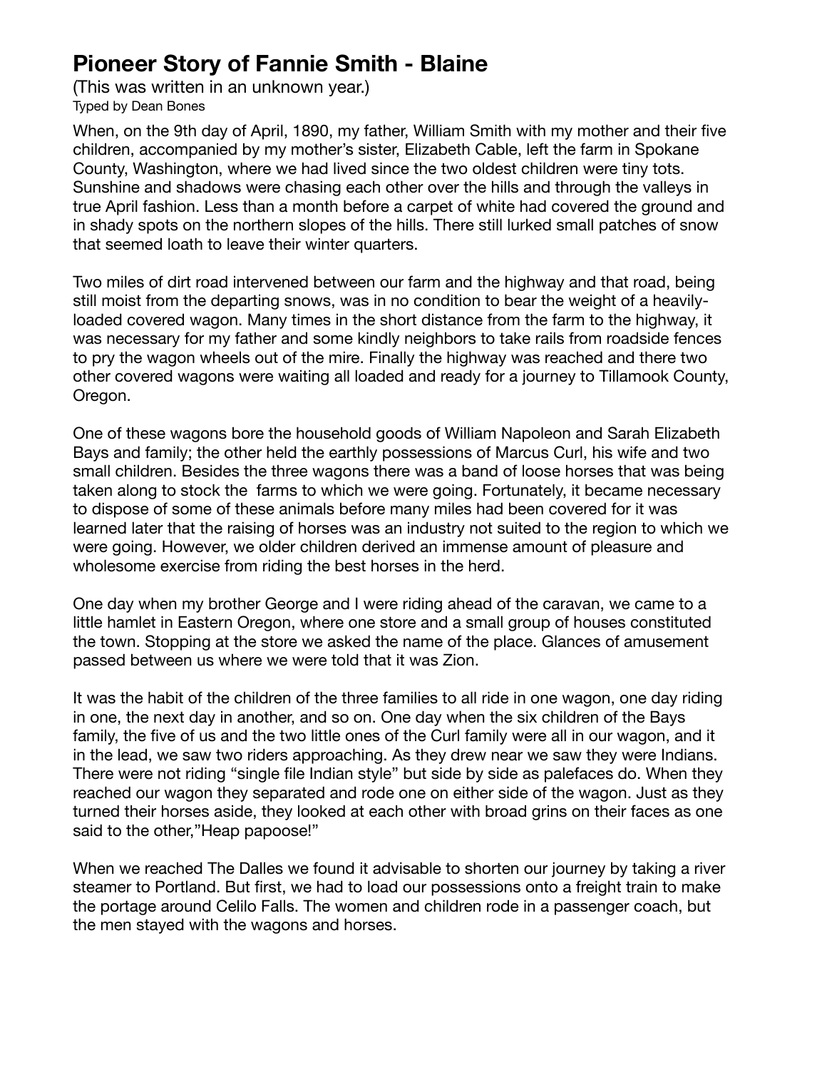# Pioneer Story of Fannie Smith - Blaine

(This was written in an unknown year.)
Typed by Dean Bones

When, on the 9th day of April, 1890, my father, William Smith with my mother and their five children, accompanied by my mother's sister, Elizabeth Cable, left the farm in Spokane County, Washington, where we had lived since the two oldest children were tiny tots. Sunshine and shadows were chasing each other over the hills and through the valleys in true April fashion. Less than a month before a carpet of white had covered the ground and in shady spots on the northern slopes of the hills. There still lurked small patches of snow that seemed loath to leave their winter quarters.

Two miles of dirt road intervened between our farm and the highway and that road, being still moist from the departing snows, was in no condition to bear the weight of a heavily-loaded covered wagon. Many times in the short distance from the farm to the highway, it was necessary for my father and some kindly neighbors to take rails from roadside fences to pry the wagon wheels out of the mire. Finally the highway was reached and there two other covered wagons were waiting all loaded and ready for a journey to Tillamook County, Oregon.

One of these wagons bore the household goods of William Napoleon and Sarah Elizabeth Bays and family; the other held the earthly possessions of Marcus Curl, his wife and two small children. Besides the three wagons there was a band of loose horses that was being taken along to stock the farms to which we were going. Fortunately, it became necessary to dispose of some of these animals before many miles had been covered for it was learned later that the raising of horses was an industry not suited to the region to which we were going. However, we older children derived an immense amount of pleasure and wholesome exercise from riding the best horses in the herd.

One day when my brother George and I were riding ahead of the caravan, we came to a little hamlet in Eastern Oregon, where one store and a small group of houses constituted the town. Stopping at the store we asked the name of the place. Glances of amusement passed between us where we were told that it was Zion.

It was the habit of the children of the three families to all ride in one wagon, one day riding in one, the next day in another, and so on. One day when the six children of the Bays family, the five of us and the two little ones of the Curl family were all in our wagon, and it in the lead, we saw two riders approaching. As they drew near we saw they were Indians. There were not riding "single file Indian style" but side by side as palefaces do. When they reached our wagon they separated and rode one on either side of the wagon. Just as they turned their horses aside, they looked at each other with broad grins on their faces as one said to the other,"Heap papoose!"

When we reached The Dalles we found it advisable to shorten our journey by taking a river steamer to Portland. But first, we had to load our possessions onto a freight train to make the portage around Celilo Falls. The women and children rode in a passenger coach, but the men stayed with the wagons and horses.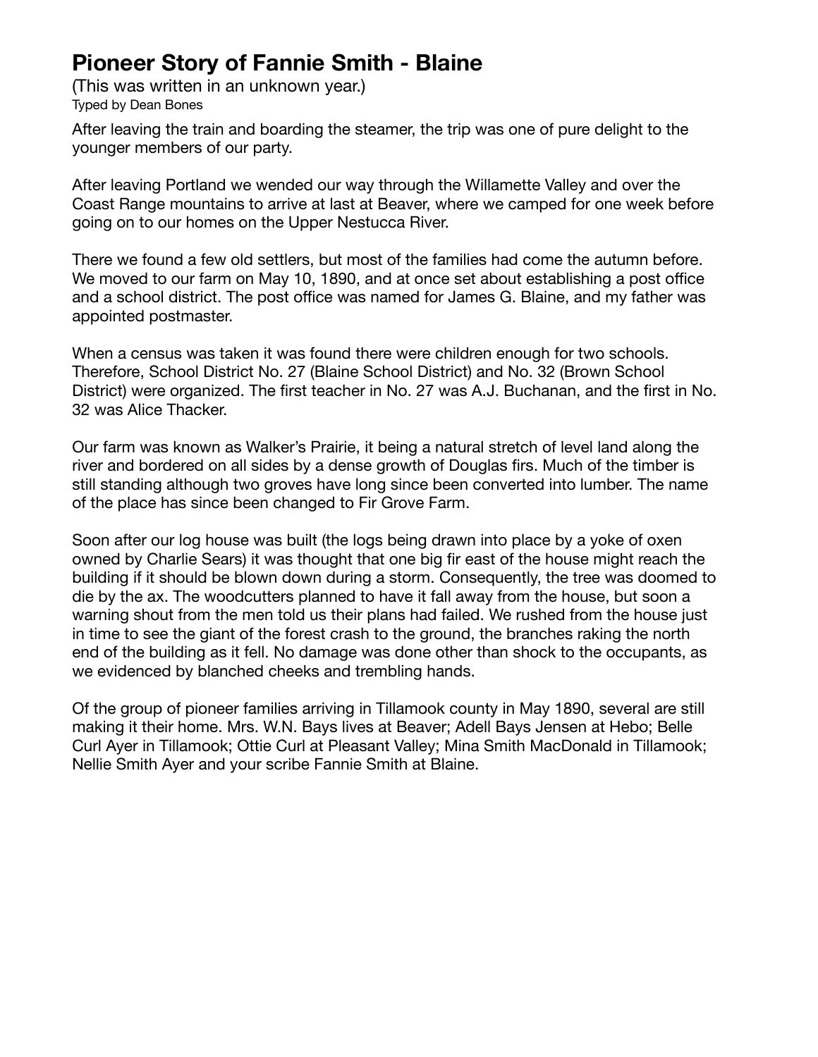# Pioneer Story of Fannie Smith - Blaine

(This was written in an unknown year.)

Typed by Dean Bones

After leaving the train and boarding the steamer, the trip was one of pure delight to the younger members of our party.

After leaving Portland we wended our way through the Willamette Valley and over the Coast Range mountains to arrive at last at Beaver, where we camped for one week before going on to our homes on the Upper Nestucca River.

There we found a few old settlers, but most of the families had come the autumn before. We moved to our farm on May 10, 1890, and at once set about establishing a post office and a school district. The post office was named for James G. Blaine, and my father was appointed postmaster.

When a census was taken it was found there were children enough for two schools. Therefore, School District No. 27 (Blaine School District) and No. 32 (Brown School District) were organized. The first teacher in No. 27 was A.J. Buchanan, and the first in No. 32 was Alice Thacker.

Our farm was known as Walker's Prairie, it being a natural stretch of level land along the river and bordered on all sides by a dense growth of Douglas firs. Much of the timber is still standing although two groves have long since been converted into lumber. The name of the place has since been changed to Fir Grove Farm.

Soon after our log house was built (the logs being drawn into place by a yoke of oxen owned by Charlie Sears) it was thought that one big fir east of the house might reach the building if it should be blown down during a storm. Consequently, the tree was doomed to die by the ax. The woodcutters planned to have it fall away from the house, but soon a warning shout from the men told us their plans had failed. We rushed from the house just in time to see the giant of the forest crash to the ground, the branches raking the north end of the building as it fell. No damage was done other than shock to the occupants, as we evidenced by blanched cheeks and trembling hands.

Of the group of pioneer families arriving in Tillamook county in May 1890, several are still making it their home. Mrs. W.N. Bays lives at Beaver; Adell Bays Jensen at Hebo; Belle Curl Ayer in Tillamook; Ottie Curl at Pleasant Valley; Mina Smith MacDonald in Tillamook; Nellie Smith Ayer and your scribe Fannie Smith at Blaine.